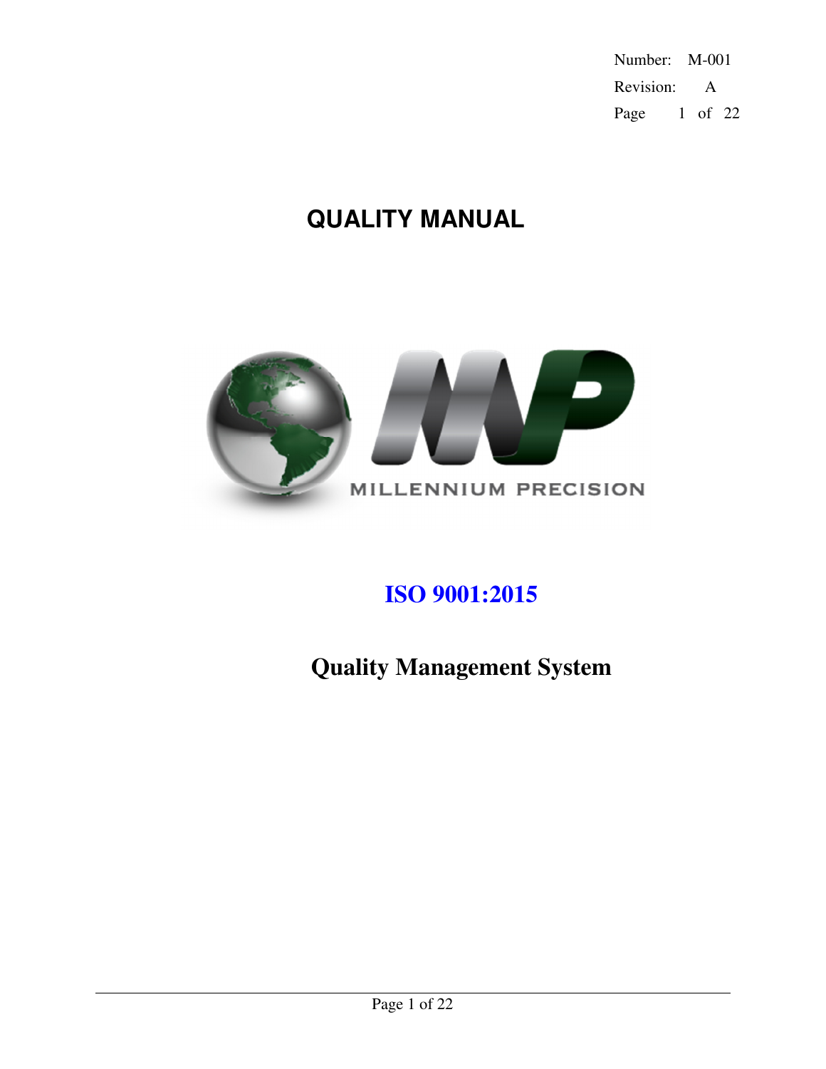Number: M-001
Revision: A

# QUALITY MANUAL

MILLENNIUM PRECISION

## ISO 9001:2015

## Quality Management System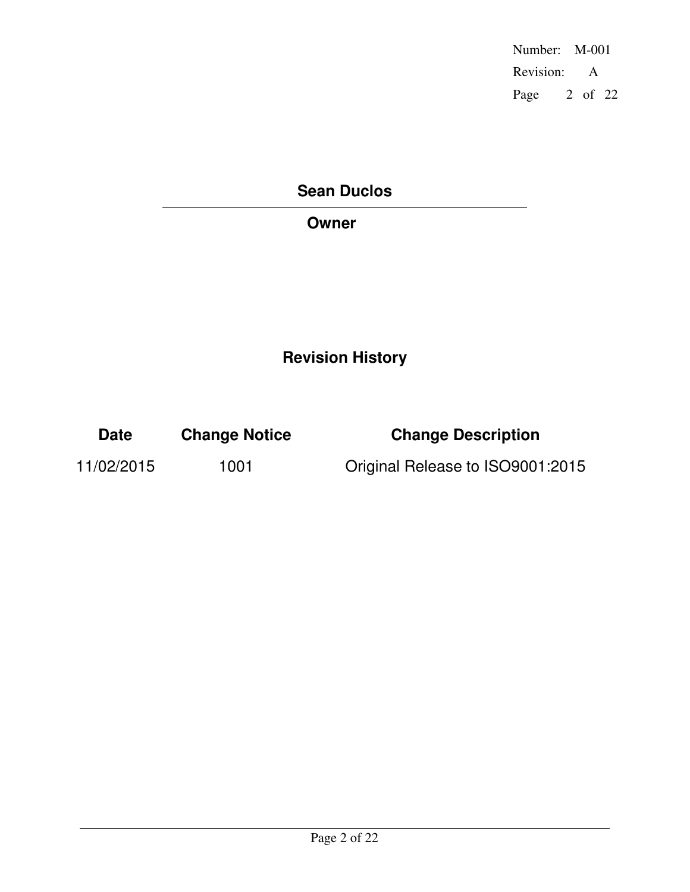**Sean Duclos**

**Owner**

## Revision History

| Date | Change Notice | Change Description |
|---|---|---|
| 11/02/2015 | 1001 | Original Release to ISO9001:2015 |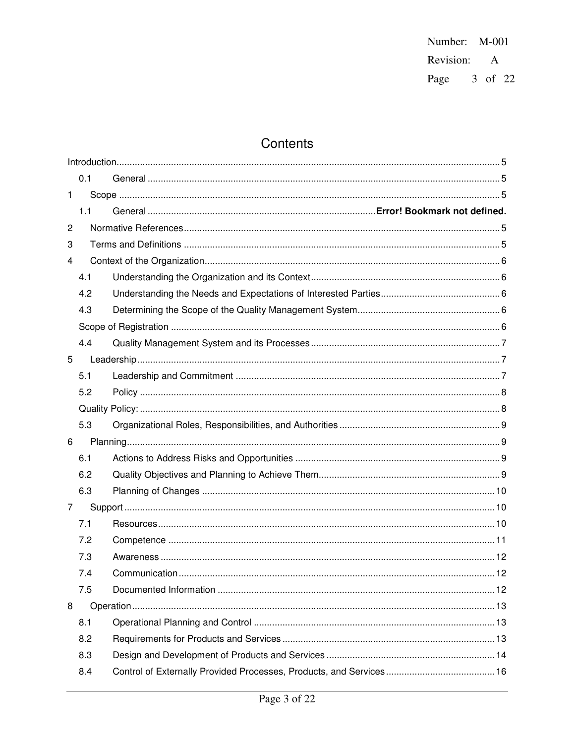# Contents

Introduction.......................................................................................................................................... 5

- 0.1 General ...................................................................................................................................... 5

1 Scope ........................................................................................................................................... 5

- 1.1 General ...................................................................................... **Error! Bookmark not defined.**

2 Normative References ................................................................................................................... 5

3 Terms and Definitions ................................................................................................................... 5

4 Context of the Organization ........................................................................................................... 6

- 4.1 Understanding the Organization and its Context ......................................................................... 6
- 4.2 Understanding the Needs and Expectations of Interested Parties .............................................. 6
- 4.3 Determining the Scope of the Quality Management System ....................................................... 6
- Scope of Registration ...................................................................................................................... 6
- 4.4 Quality Management System and its Processes .......................................................................... 7

5 Leadership ..................................................................................................................................... 7

- 5.1 Leadership and Commitment ..................................................................................................... 7
- 5.2 Policy .......................................................................................................................................... 8
- Quality Policy: .................................................................................................................................. 8
- 5.3 Organizational Roles, Responsibilities, and Authorities ............................................................. 9

6 Planning ......................................................................................................................................... 9

- 6.1 Actions to Address Risks and Opportunities ............................................................................... 9
- 6.2 Quality Objectives and Planning to Achieve Them ...................................................................... 9
- 6.3 Planning of Changes ................................................................................................................. 10

7 Support ......................................................................................................................................... 10

- 7.1 Resources ................................................................................................................................. 10
- 7.2 Competence .............................................................................................................................. 11
- 7.3 Awareness ................................................................................................................................ 12
- 7.4 Communication ......................................................................................................................... 12
- 7.5 Documented Information ........................................................................................................... 12

8 Operation ...................................................................................................................................... 13

- 8.1 Operational Planning and Control ............................................................................................. 13
- 8.2 Requirements for Products and Services .................................................................................. 13
- 8.3 Design and Development of Products and Services .................................................................. 14
- 8.4 Control of Externally Provided Processes, Products, and Services ........................................... 16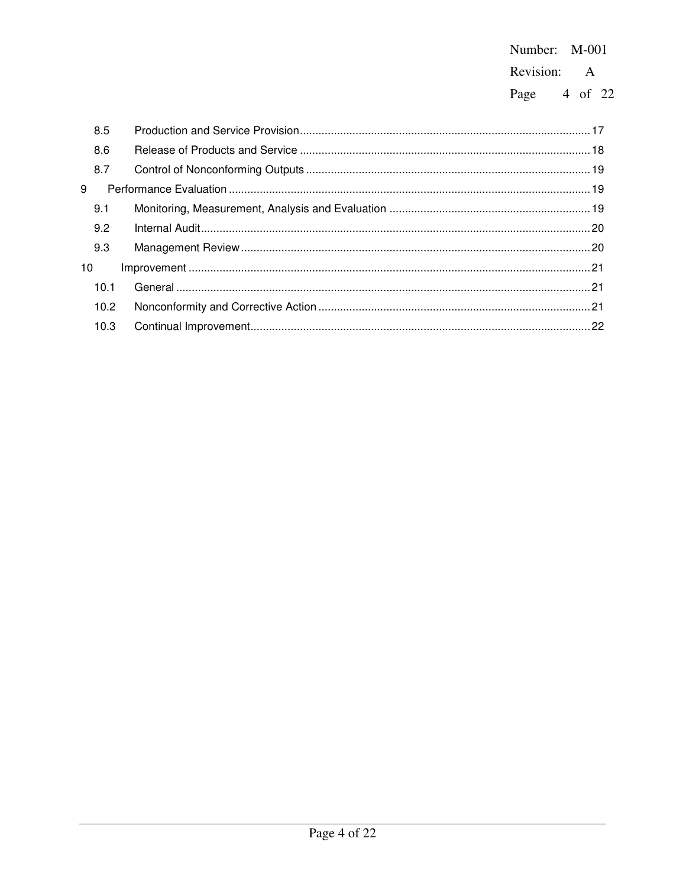8.5 Production and Service Provision ........ 17

8.6 Release of Products and Service ........ 18

8.7 Control of Nonconforming Outputs ........ 19

9 Performance Evaluation ........ 19

9.1 Monitoring, Measurement, Analysis and Evaluation ........ 19

9.2 Internal Audit ........ 20

9.3 Management Review ........ 20

10 Improvement ........ 21

10.1 General ........ 21

10.2 Nonconformity and Corrective Action ........ 21

10.3 Continual Improvement ........ 22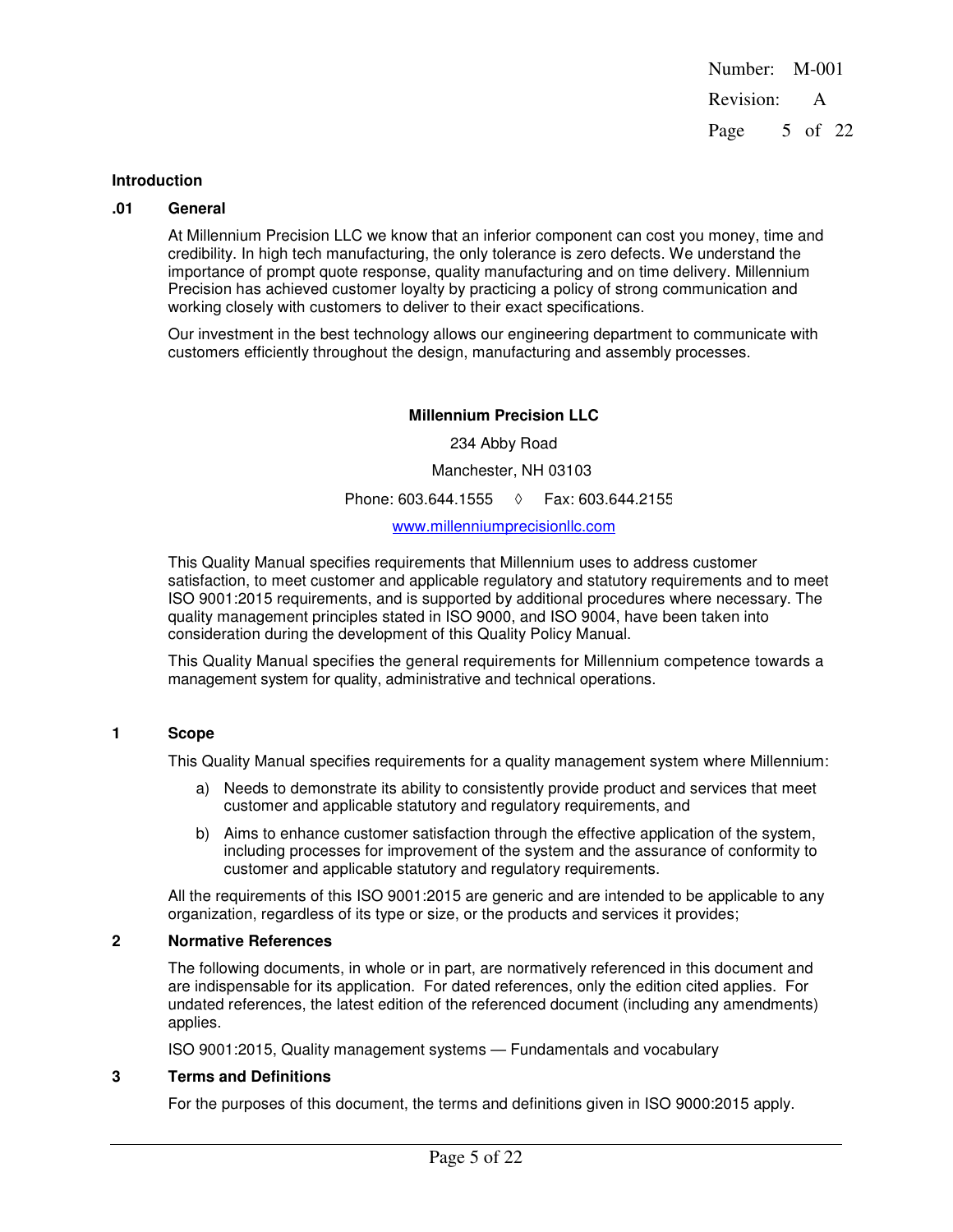## Introduction

### .01 General

At Millennium Precision LLC we know that an inferior component can cost you money, time and credibility. In high tech manufacturing, the only tolerance is zero defects. We understand the importance of prompt quote response, quality manufacturing and on time delivery. Millennium Precision has achieved customer loyalty by practicing a policy of strong communication and working closely with customers to deliver to their exact specifications.

Our investment in the best technology allows our engineering department to communicate with customers efficiently throughout the design, manufacturing and assembly processes.

**Millennium Precision LLC**

234 Abby Road

Manchester, NH 03103

Phone: 603.644.1555 ◊ Fax: 603.644.2155

www.millenniumprecisionllc.com

This Quality Manual specifies requirements that Millennium uses to address customer satisfaction, to meet customer and applicable regulatory and statutory requirements and to meet ISO 9001:2015 requirements, and is supported by additional procedures where necessary. The quality management principles stated in ISO 9000, and ISO 9004, have been taken into consideration during the development of this Quality Policy Manual.

This Quality Manual specifies the general requirements for Millennium competence towards a management system for quality, administrative and technical operations.

## 1 Scope

This Quality Manual specifies requirements for a quality management system where Millennium:

a) Needs to demonstrate its ability to consistently provide product and services that meet customer and applicable statutory and regulatory requirements, and

b) Aims to enhance customer satisfaction through the effective application of the system, including processes for improvement of the system and the assurance of conformity to customer and applicable statutory and regulatory requirements.

All the requirements of this ISO 9001:2015 are generic and are intended to be applicable to any organization, regardless of its type or size, or the products and services it provides;

## 2 Normative References

The following documents, in whole or in part, are normatively referenced in this document and are indispensable for its application. For dated references, only the edition cited applies. For undated references, the latest edition of the referenced document (including any amendments) applies.

ISO 9001:2015, Quality management systems — Fundamentals and vocabulary

## 3 Terms and Definitions

For the purposes of this document, the terms and definitions given in ISO 9000:2015 apply.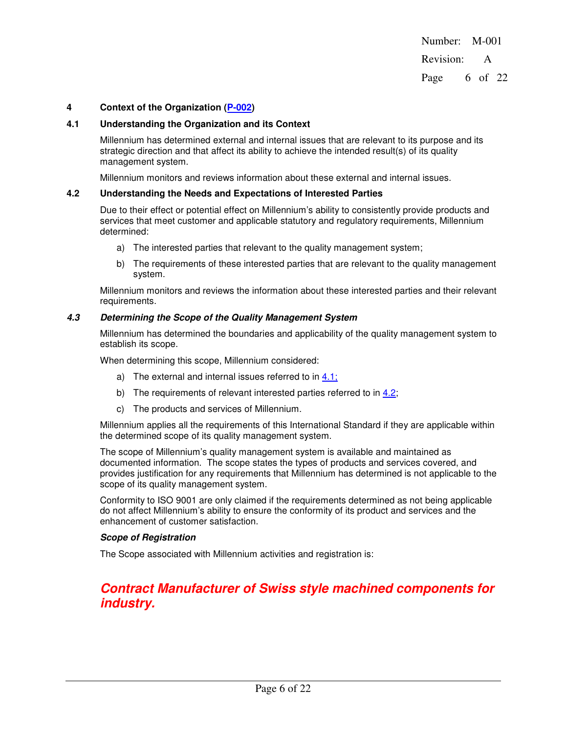# 4 Context of the Organization (P-002)

## 4.1 Understanding the Organization and its Context

Millennium has determined external and internal issues that are relevant to its purpose and its strategic direction and that affect its ability to achieve the intended result(s) of its quality management system.

Millennium monitors and reviews information about these external and internal issues.

## 4.2 Understanding the Needs and Expectations of Interested Parties

Due to their effect or potential effect on Millennium's ability to consistently provide products and services that meet customer and applicable statutory and regulatory requirements, Millennium determined:

a) The interested parties that relevant to the quality management system;

b) The requirements of these interested parties that are relevant to the quality management system.

Millennium monitors and reviews the information about these interested parties and their relevant requirements.

## *4.3 Determining the Scope of the Quality Management System*

Millennium has determined the boundaries and applicability of the quality management system to establish its scope.

When determining this scope, Millennium considered:

a) The external and internal issues referred to in 4.1;

b) The requirements of relevant interested parties referred to in 4.2;

c) The products and services of Millennium.

Millennium applies all the requirements of this International Standard if they are applicable within the determined scope of its quality management system.

The scope of Millennium's quality management system is available and maintained as documented information. The scope states the types of products and services covered, and provides justification for any requirements that Millennium has determined is not applicable to the scope of its quality management system.

Conformity to ISO 9001 are only claimed if the requirements determined as not being applicable do not affect Millennium's ability to ensure the conformity of its product and services and the enhancement of customer satisfaction.

***Scope of Registration***

The Scope associated with Millennium activities and registration is:

***Contract Manufacturer of Swiss style machined components for industry.***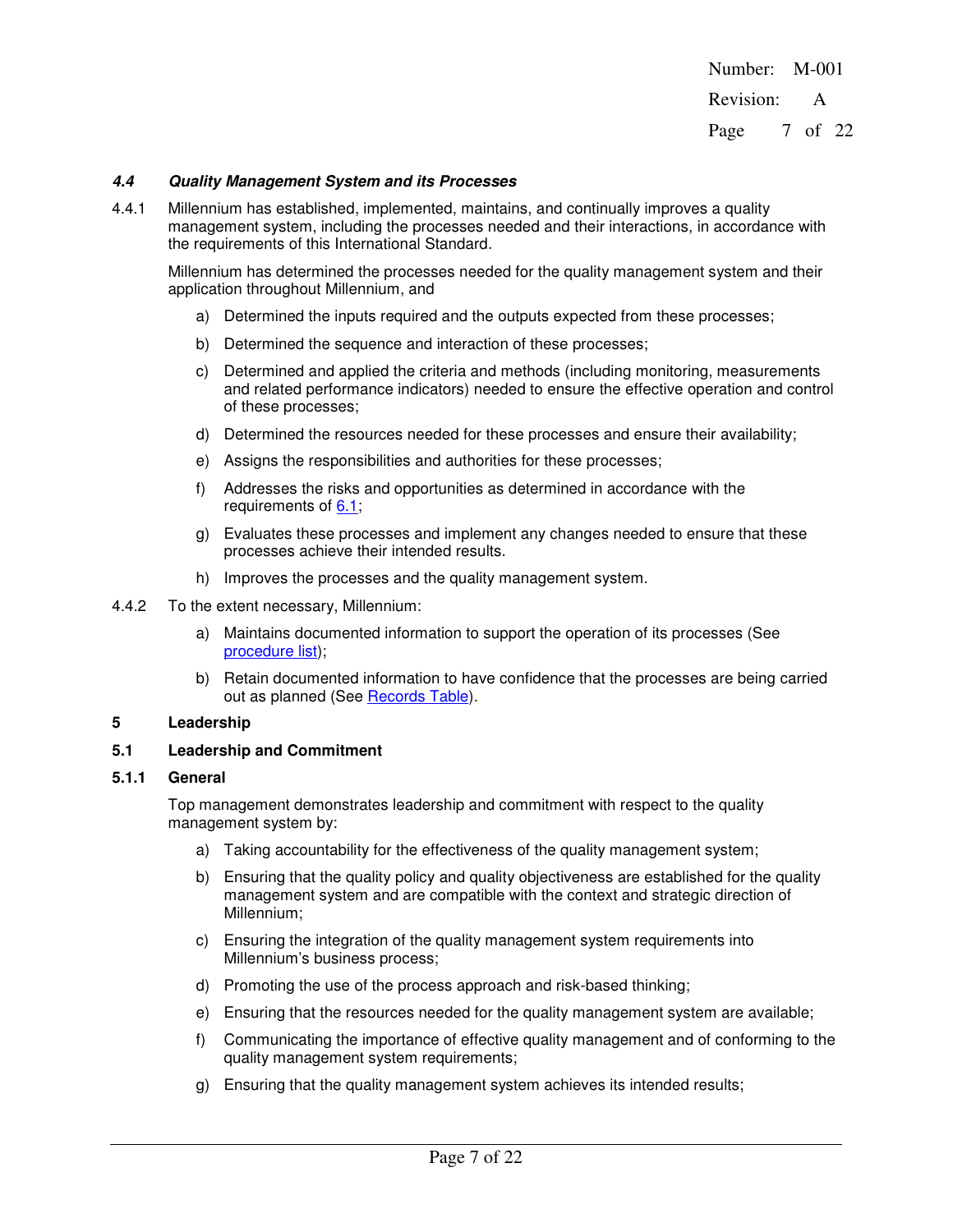### *4.4 Quality Management System and its Processes*

4.4.1 Millennium has established, implemented, maintains, and continually improves a quality management system, including the processes needed and their interactions, in accordance with the requirements of this International Standard.

Millennium has determined the processes needed for the quality management system and their application throughout Millennium, and

a) Determined the inputs required and the outputs expected from these processes;

b) Determined the sequence and interaction of these processes;

c) Determined and applied the criteria and methods (including monitoring, measurements and related performance indicators) needed to ensure the effective operation and control of these processes;

d) Determined the resources needed for these processes and ensure their availability;

e) Assigns the responsibilities and authorities for these processes;

f) Addresses the risks and opportunities as determined in accordance with the requirements of 6.1;

g) Evaluates these processes and implement any changes needed to ensure that these processes achieve their intended results.

h) Improves the processes and the quality management system.

4.4.2 To the extent necessary, Millennium:

a) Maintains documented information to support the operation of its processes (See procedure list);

b) Retain documented information to have confidence that the processes are being carried out as planned (See Records Table).

## 5 Leadership

### 5.1 Leadership and Commitment

#### 5.1.1 General

Top management demonstrates leadership and commitment with respect to the quality management system by:

a) Taking accountability for the effectiveness of the quality management system;

b) Ensuring that the quality policy and quality objectiveness are established for the quality management system and are compatible with the context and strategic direction of Millennium;

c) Ensuring the integration of the quality management system requirements into Millennium's business process;

d) Promoting the use of the process approach and risk-based thinking;

e) Ensuring that the resources needed for the quality management system are available;

f) Communicating the importance of effective quality management and of conforming to the quality management system requirements;

g) Ensuring that the quality management system achieves its intended results;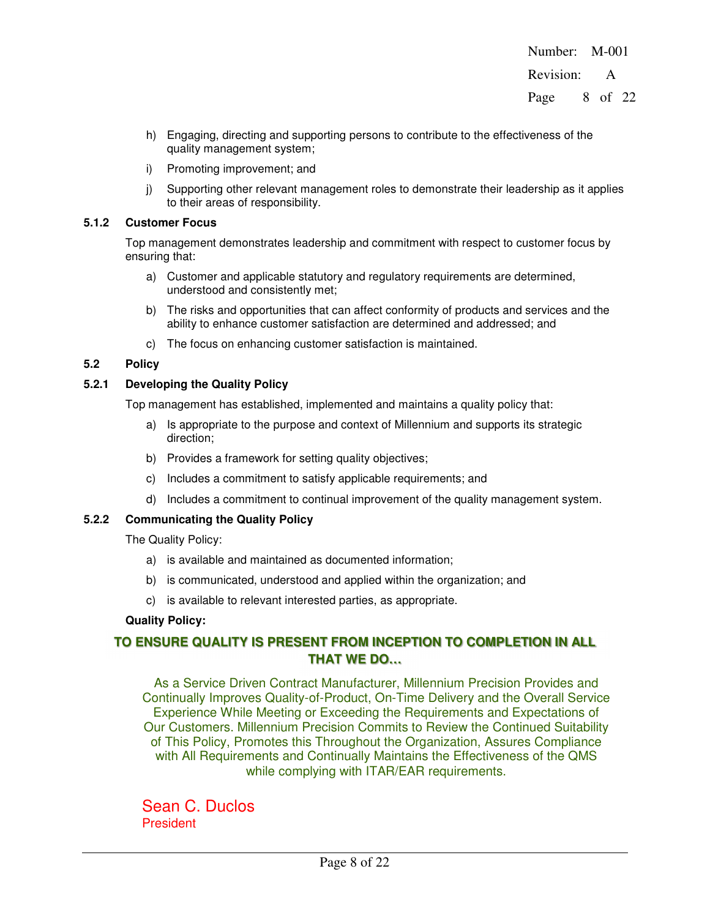h) Engaging, directing and supporting persons to contribute to the effectiveness of the quality management system;

i) Promoting improvement; and

j) Supporting other relevant management roles to demonstrate their leadership as it applies to their areas of responsibility.

**5.1.2 Customer Focus**

Top management demonstrates leadership and commitment with respect to customer focus by ensuring that:

a) Customer and applicable statutory and regulatory requirements are determined, understood and consistently met;

b) The risks and opportunities that can affect conformity of products and services and the ability to enhance customer satisfaction are determined and addressed; and

c) The focus on enhancing customer satisfaction is maintained.

**5.2 Policy**

**5.2.1 Developing the Quality Policy**

Top management has established, implemented and maintains a quality policy that:

a) Is appropriate to the purpose and context of Millennium and supports its strategic direction;

b) Provides a framework for setting quality objectives;

c) Includes a commitment to satisfy applicable requirements; and

d) Includes a commitment to continual improvement of the quality management system.

**5.2.2 Communicating the Quality Policy**

The Quality Policy:

a) is available and maintained as documented information;

b) is communicated, understood and applied within the organization; and

c) is available to relevant interested parties, as appropriate.

**Quality Policy:**

**TO ENSURE QUALITY IS PRESENT FROM INCEPTION TO COMPLETION IN ALL THAT WE DO…**

As a Service Driven Contract Manufacturer, Millennium Precision Provides and Continually Improves Quality-of-Product, On-Time Delivery and the Overall Service Experience While Meeting or Exceeding the Requirements and Expectations of Our Customers. Millennium Precision Commits to Review the Continued Suitability of This Policy, Promotes this Throughout the Organization, Assures Compliance with All Requirements and Continually Maintains the Effectiveness of the QMS while complying with ITAR/EAR requirements.

Sean C. Duclos
President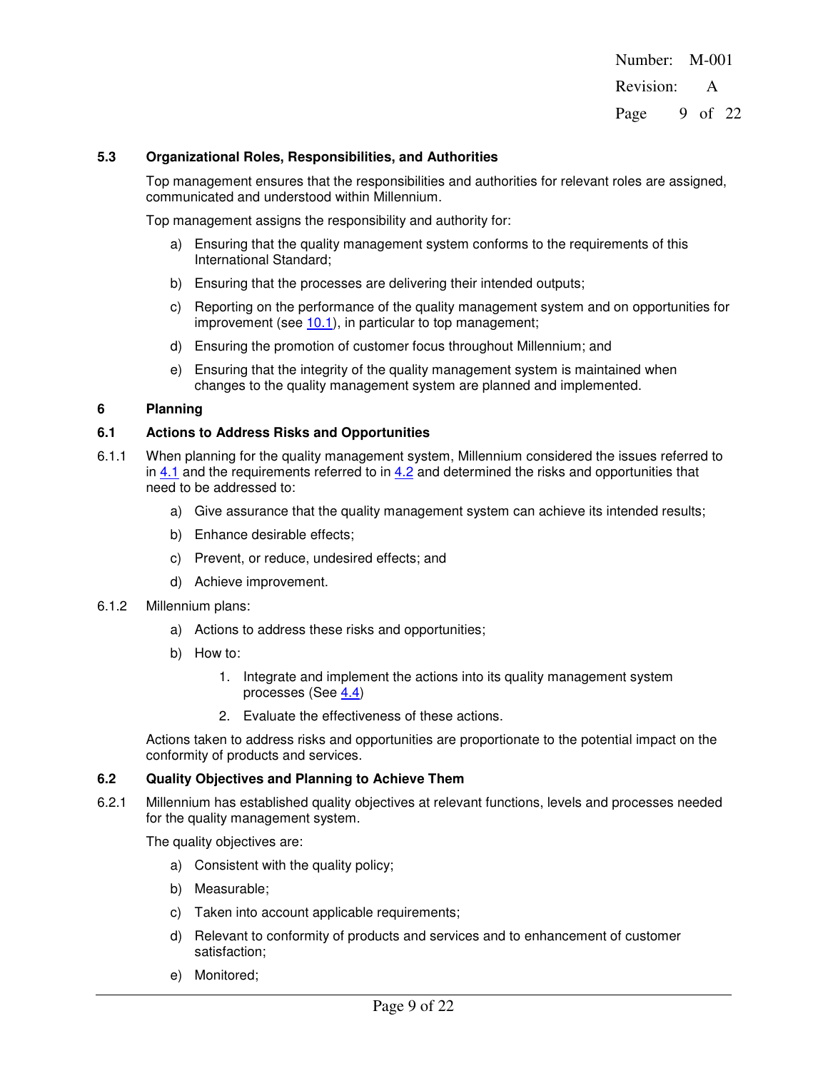### 5.3 Organizational Roles, Responsibilities, and Authorities

Top management ensures that the responsibilities and authorities for relevant roles are assigned, communicated and understood within Millennium.

Top management assigns the responsibility and authority for:

a) Ensuring that the quality management system conforms to the requirements of this International Standard;

b) Ensuring that the processes are delivering their intended outputs;

c) Reporting on the performance of the quality management system and on opportunities for improvement (see 10.1), in particular to top management;

d) Ensuring the promotion of customer focus throughout Millennium; and

e) Ensuring that the integrity of the quality management system is maintained when changes to the quality management system are planned and implemented.

## 6 Planning

### 6.1 Actions to Address Risks and Opportunities

6.1.1 When planning for the quality management system, Millennium considered the issues referred to in 4.1 and the requirements referred to in 4.2 and determined the risks and opportunities that need to be addressed to:

a) Give assurance that the quality management system can achieve its intended results;

b) Enhance desirable effects;

c) Prevent, or reduce, undesired effects; and

d) Achieve improvement.

6.1.2 Millennium plans:

a) Actions to address these risks and opportunities;

b) How to:

1. Integrate and implement the actions into its quality management system processes (See 4.4)
2. Evaluate the effectiveness of these actions.

Actions taken to address risks and opportunities are proportionate to the potential impact on the conformity of products and services.

### 6.2 Quality Objectives and Planning to Achieve Them

6.2.1 Millennium has established quality objectives at relevant functions, levels and processes needed for the quality management system.

The quality objectives are:

a) Consistent with the quality policy;

b) Measurable;

c) Taken into account applicable requirements;

d) Relevant to conformity of products and services and to enhancement of customer satisfaction;

e) Monitored;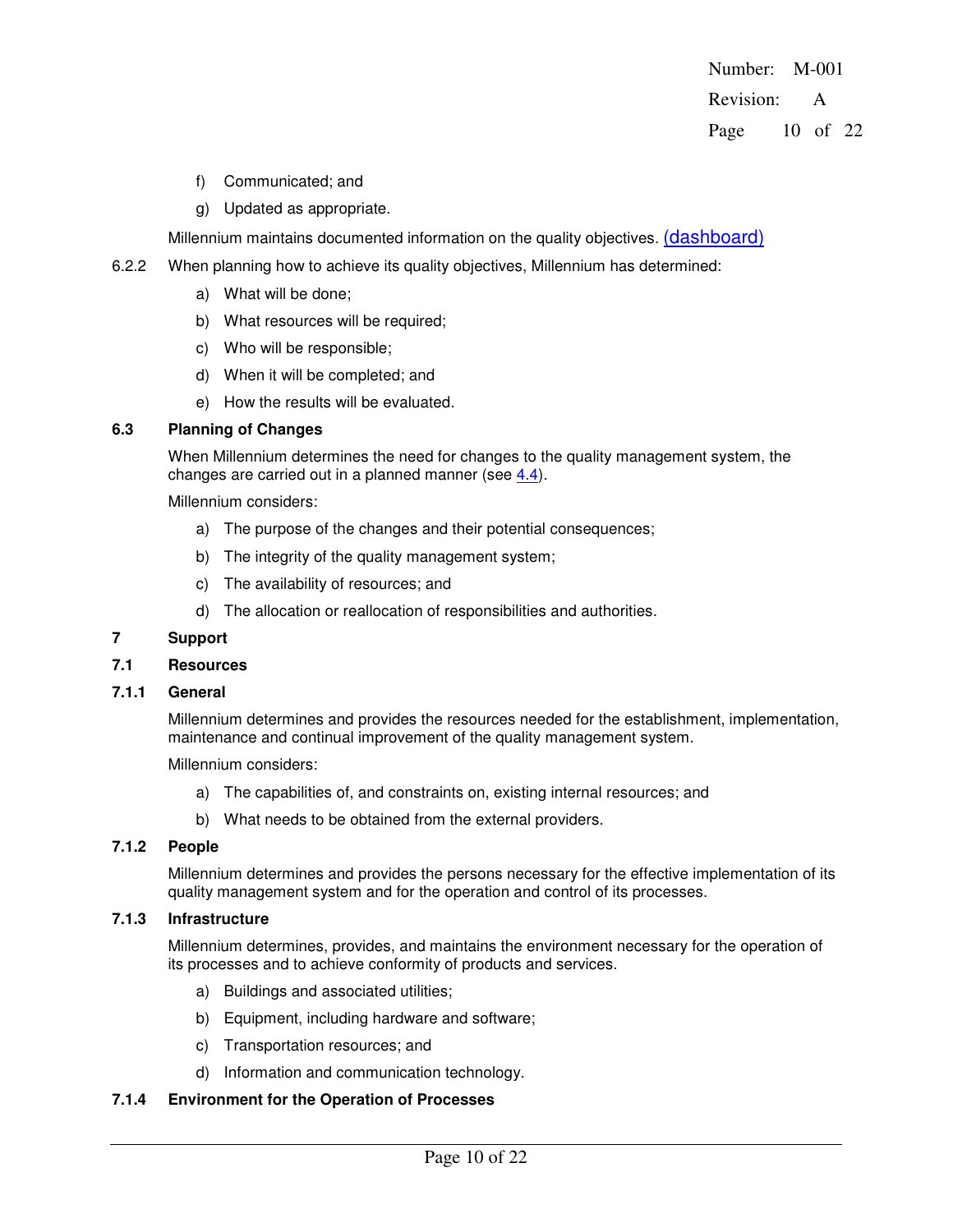f) Communicated; and

g) Updated as appropriate.

Millennium maintains documented information on the quality objectives. (dashboard)

6.2.2 When planning how to achieve its quality objectives, Millennium has determined:

a) What will be done;

b) What resources will be required;

c) Who will be responsible;

d) When it will be completed; and

e) How the results will be evaluated.

### 6.3 Planning of Changes

When Millennium determines the need for changes to the quality management system, the changes are carried out in a planned manner (see 4.4).

Millennium considers:

a) The purpose of the changes and their potential consequences;

b) The integrity of the quality management system;

c) The availability of resources; and

d) The allocation or reallocation of responsibilities and authorities.

## 7 Support

### 7.1 Resources

#### 7.1.1 General

Millennium determines and provides the resources needed for the establishment, implementation, maintenance and continual improvement of the quality management system.

Millennium considers:

a) The capabilities of, and constraints on, existing internal resources; and

b) What needs to be obtained from the external providers.

#### 7.1.2 People

Millennium determines and provides the persons necessary for the effective implementation of its quality management system and for the operation and control of its processes.

#### 7.1.3 Infrastructure

Millennium determines, provides, and maintains the environment necessary for the operation of its processes and to achieve conformity of products and services.

a) Buildings and associated utilities;

b) Equipment, including hardware and software;

c) Transportation resources; and

d) Information and communication technology.

#### 7.1.4 Environment for the Operation of Processes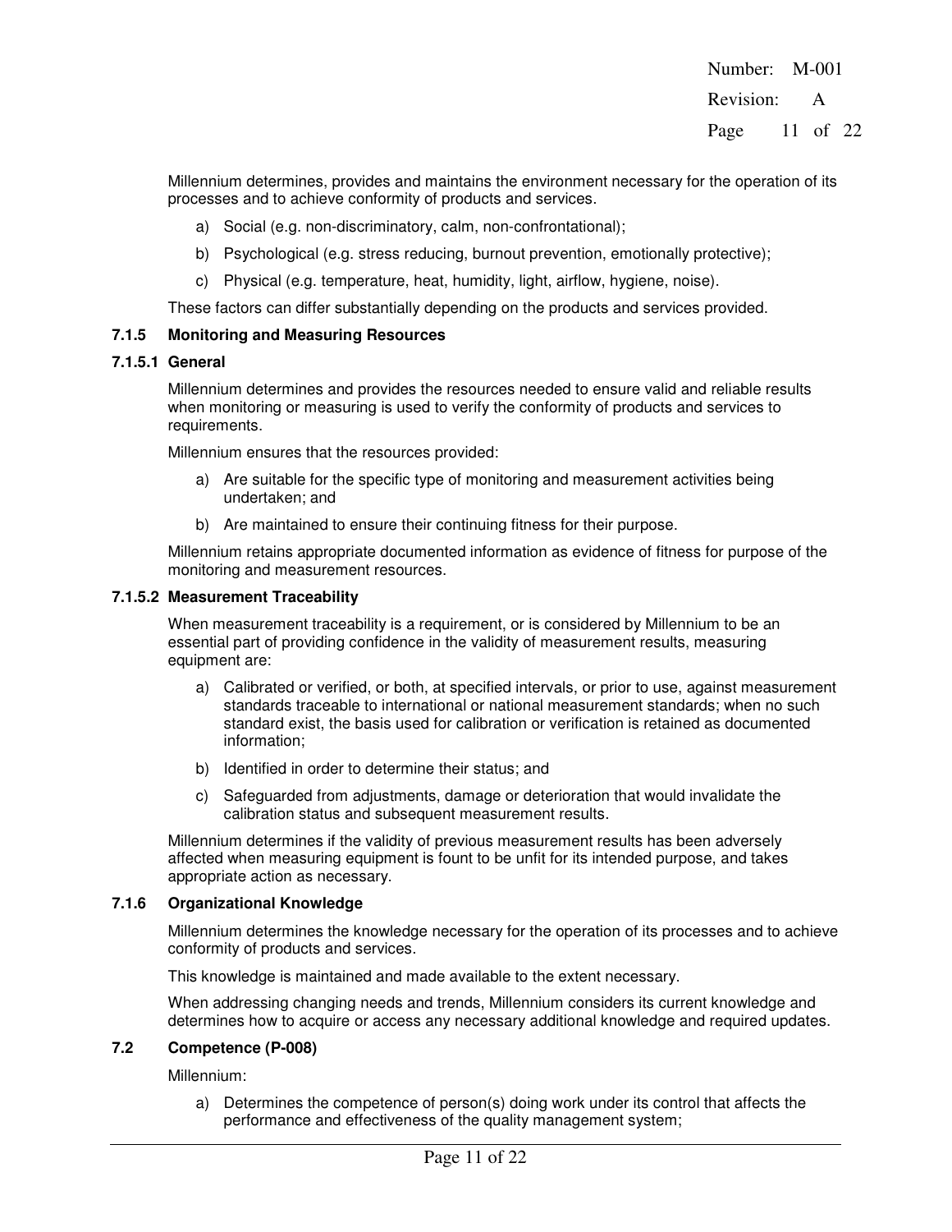Millennium determines, provides and maintains the environment necessary for the operation of its processes and to achieve conformity of products and services.

a) Social (e.g. non-discriminatory, calm, non-confrontational);

b) Psychological (e.g. stress reducing, burnout prevention, emotionally protective);

c) Physical (e.g. temperature, heat, humidity, light, airflow, hygiene, noise).

These factors can differ substantially depending on the products and services provided.

### 7.1.5 Monitoring and Measuring Resources

#### 7.1.5.1 General

Millennium determines and provides the resources needed to ensure valid and reliable results when monitoring or measuring is used to verify the conformity of products and services to requirements.

Millennium ensures that the resources provided:

a) Are suitable for the specific type of monitoring and measurement activities being undertaken; and

b) Are maintained to ensure their continuing fitness for their purpose.

Millennium retains appropriate documented information as evidence of fitness for purpose of the monitoring and measurement resources.

#### 7.1.5.2 Measurement Traceability

When measurement traceability is a requirement, or is considered by Millennium to be an essential part of providing confidence in the validity of measurement results, measuring equipment are:

a) Calibrated or verified, or both, at specified intervals, or prior to use, against measurement standards traceable to international or national measurement standards; when no such standard exist, the basis used for calibration or verification is retained as documented information;

b) Identified in order to determine their status; and

c) Safeguarded from adjustments, damage or deterioration that would invalidate the calibration status and subsequent measurement results.

Millennium determines if the validity of previous measurement results has been adversely affected when measuring equipment is fount to be unfit for its intended purpose, and takes appropriate action as necessary.

### 7.1.6 Organizational Knowledge

Millennium determines the knowledge necessary for the operation of its processes and to achieve conformity of products and services.

This knowledge is maintained and made available to the extent necessary.

When addressing changing needs and trends, Millennium considers its current knowledge and determines how to acquire or access any necessary additional knowledge and required updates.

## 7.2 Competence (P-008)

Millennium:

a) Determines the competence of person(s) doing work under its control that affects the performance and effectiveness of the quality management system;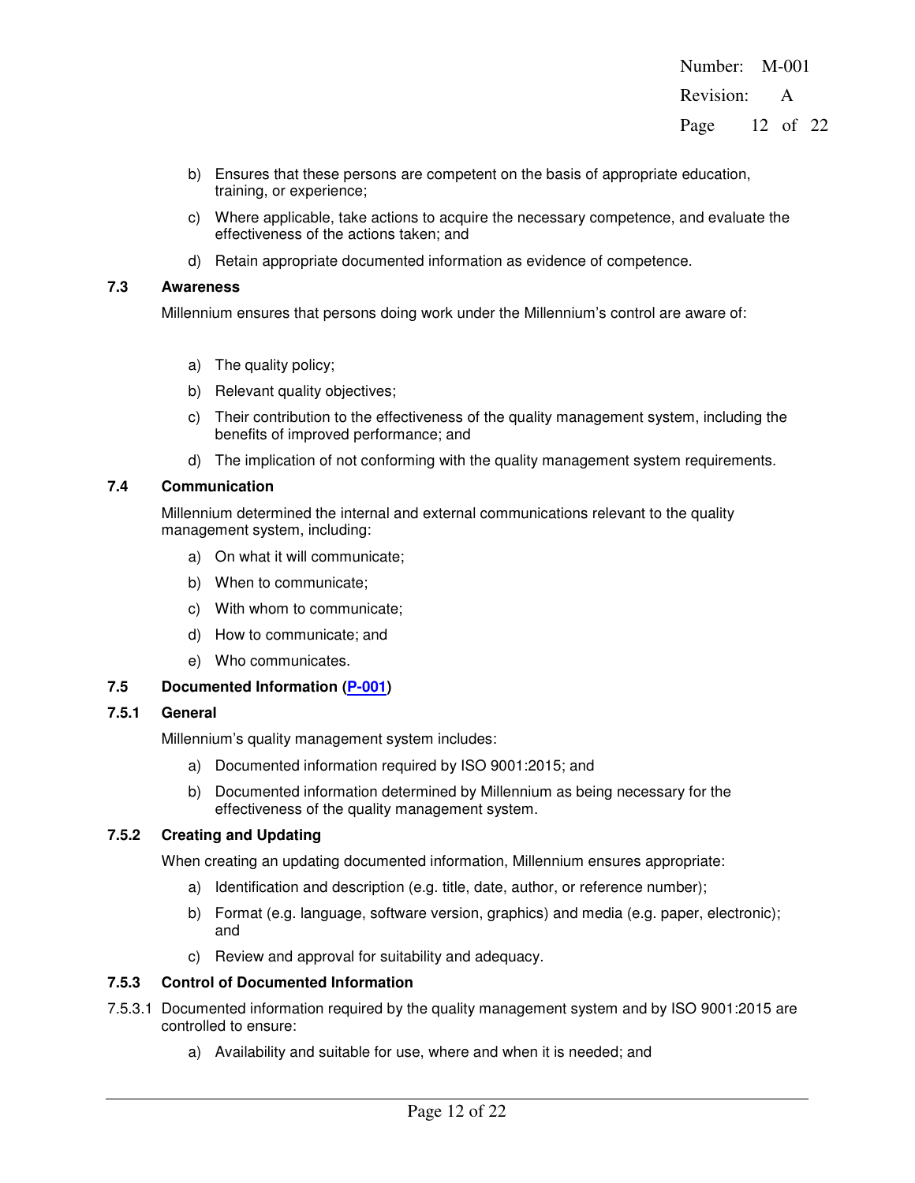b) Ensures that these persons are competent on the basis of appropriate education, training, or experience;

c) Where applicable, take actions to acquire the necessary competence, and evaluate the effectiveness of the actions taken; and

d) Retain appropriate documented information as evidence of competence.

### 7.3 Awareness

Millennium ensures that persons doing work under the Millennium's control are aware of:

a) The quality policy;

b) Relevant quality objectives;

c) Their contribution to the effectiveness of the quality management system, including the benefits of improved performance; and

d) The implication of not conforming with the quality management system requirements.

### 7.4 Communication

Millennium determined the internal and external communications relevant to the quality management system, including:

a) On what it will communicate;

b) When to communicate;

c) With whom to communicate;

d) How to communicate; and

e) Who communicates.

### 7.5 Documented Information (P-001)

#### 7.5.1 General

Millennium's quality management system includes:

a) Documented information required by ISO 9001:2015; and

b) Documented information determined by Millennium as being necessary for the effectiveness of the quality management system.

#### 7.5.2 Creating and Updating

When creating an updating documented information, Millennium ensures appropriate:

a) Identification and description (e.g. title, date, author, or reference number);

b) Format (e.g. language, software version, graphics) and media (e.g. paper, electronic); and

c) Review and approval for suitability and adequacy.

#### 7.5.3 Control of Documented Information

7.5.3.1 Documented information required by the quality management system and by ISO 9001:2015 are controlled to ensure:

a) Availability and suitable for use, where and when it is needed; and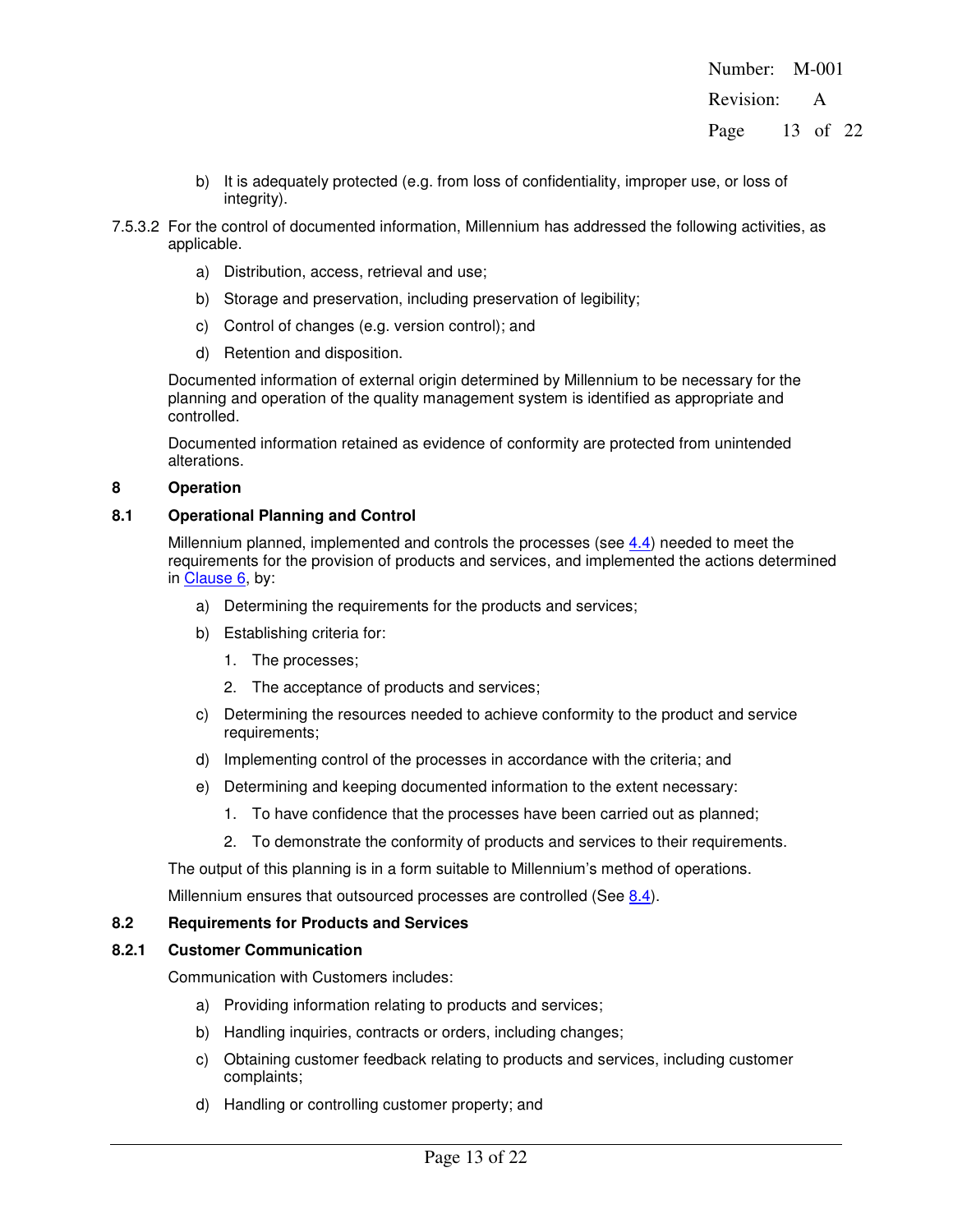b) It is adequately protected (e.g. from loss of confidentiality, improper use, or loss of integrity).

7.5.3.2 For the control of documented information, Millennium has addressed the following activities, as applicable.

a) Distribution, access, retrieval and use;

b) Storage and preservation, including preservation of legibility;

c) Control of changes (e.g. version control); and

d) Retention and disposition.

Documented information of external origin determined by Millennium to be necessary for the planning and operation of the quality management system is identified as appropriate and controlled.

Documented information retained as evidence of conformity are protected from unintended alterations.

## 8 Operation

### 8.1 Operational Planning and Control

Millennium planned, implemented and controls the processes (see 4.4) needed to meet the requirements for the provision of products and services, and implemented the actions determined in Clause 6, by:

a) Determining the requirements for the products and services;

b) Establishing criteria for:

   1. The processes;
   2. The acceptance of products and services;

c) Determining the resources needed to achieve conformity to the product and service requirements;

d) Implementing control of the processes in accordance with the criteria; and

e) Determining and keeping documented information to the extent necessary:

   1. To have confidence that the processes have been carried out as planned;
   2. To demonstrate the conformity of products and services to their requirements.

The output of this planning is in a form suitable to Millennium's method of operations.

Millennium ensures that outsourced processes are controlled (See 8.4).

### 8.2 Requirements for Products and Services

#### 8.2.1 Customer Communication

Communication with Customers includes:

a) Providing information relating to products and services;

b) Handling inquiries, contracts or orders, including changes;

c) Obtaining customer feedback relating to products and services, including customer complaints;

d) Handling or controlling customer property; and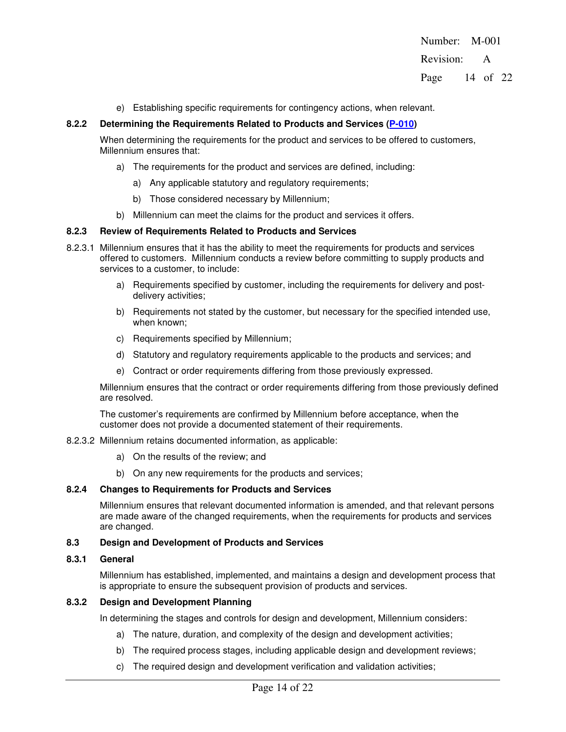e) Establishing specific requirements for contingency actions, when relevant.

### 8.2.2 Determining the Requirements Related to Products and Services (P-010)

When determining the requirements for the product and services to be offered to customers, Millennium ensures that:

a) The requirements for the product and services are defined, including:

   a) Any applicable statutory and regulatory requirements;

   b) Those considered necessary by Millennium;

b) Millennium can meet the claims for the product and services it offers.

### 8.2.3 Review of Requirements Related to Products and Services

8.2.3.1 Millennium ensures that it has the ability to meet the requirements for products and services offered to customers. Millennium conducts a review before committing to supply products and services to a customer, to include:

a) Requirements specified by customer, including the requirements for delivery and post-delivery activities;

b) Requirements not stated by the customer, but necessary for the specified intended use, when known;

c) Requirements specified by Millennium;

d) Statutory and regulatory requirements applicable to the products and services; and

e) Contract or order requirements differing from those previously expressed.

Millennium ensures that the contract or order requirements differing from those previously defined are resolved.

The customer's requirements are confirmed by Millennium before acceptance, when the customer does not provide a documented statement of their requirements.

8.2.3.2 Millennium retains documented information, as applicable:

a) On the results of the review; and

b) On any new requirements for the products and services;

### 8.2.4 Changes to Requirements for Products and Services

Millennium ensures that relevant documented information is amended, and that relevant persons are made aware of the changed requirements, when the requirements for products and services are changed.

## 8.3 Design and Development of Products and Services

### 8.3.1 General

Millennium has established, implemented, and maintains a design and development process that is appropriate to ensure the subsequent provision of products and services.

### 8.3.2 Design and Development Planning

In determining the stages and controls for design and development, Millennium considers:

a) The nature, duration, and complexity of the design and development activities;

b) The required process stages, including applicable design and development reviews;

c) The required design and development verification and validation activities;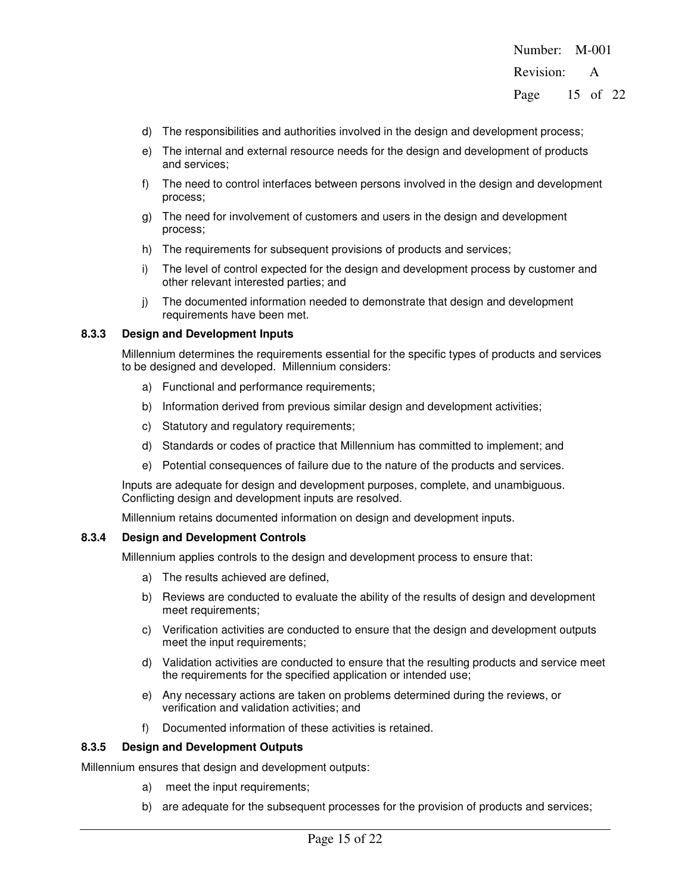d) The responsibilities and authorities involved in the design and development process;
e) The internal and external resource needs for the design and development of products and services;
f) The need to control interfaces between persons involved in the design and development process;
g) The need for involvement of customers and users in the design and development process;
h) The requirements for subsequent provisions of products and services;
i) The level of control expected for the design and development process by customer and other relevant interested parties; and
j) The documented information needed to demonstrate that design and development requirements have been met.

#### 8.3.3 Design and Development Inputs

Millennium determines the requirements essential for the specific types of products and services to be designed and developed. Millennium considers:

a) Functional and performance requirements;
b) Information derived from previous similar design and development activities;
c) Statutory and regulatory requirements;
d) Standards or codes of practice that Millennium has committed to implement; and
e) Potential consequences of failure due to the nature of the products and services.

Inputs are adequate for design and development purposes, complete, and unambiguous. Conflicting design and development inputs are resolved.

Millennium retains documented information on design and development inputs.

#### 8.3.4 Design and Development Controls

Millennium applies controls to the design and development process to ensure that:

a) The results achieved are defined,
b) Reviews are conducted to evaluate the ability of the results of design and development meet requirements;
c) Verification activities are conducted to ensure that the design and development outputs meet the input requirements;
d) Validation activities are conducted to ensure that the resulting products and service meet the requirements for the specified application or intended use;
e) Any necessary actions are taken on problems determined during the reviews, or verification and validation activities; and
f) Documented information of these activities is retained.

#### 8.3.5 Design and Development Outputs

Millennium ensures that design and development outputs:

a) meet the input requirements;
b) are adequate for the subsequent processes for the provision of products and services;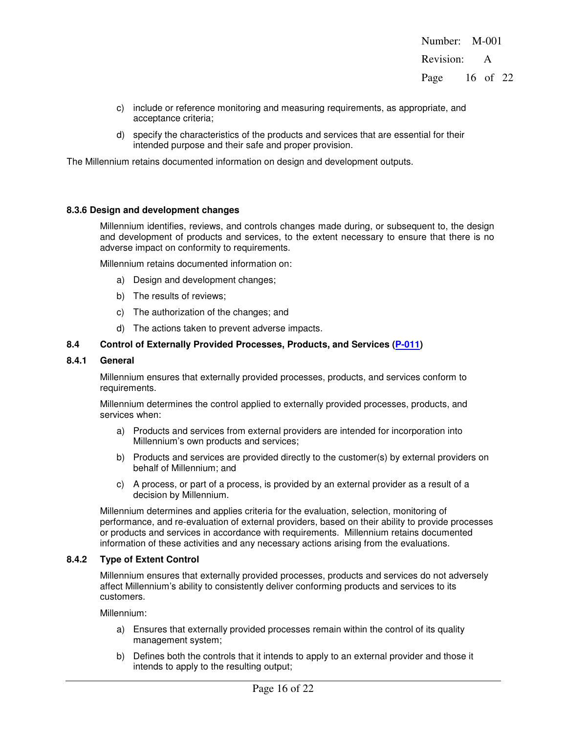c) include or reference monitoring and measuring requirements, as appropriate, and acceptance criteria;

d) specify the characteristics of the products and services that are essential for their intended purpose and their safe and proper provision.

The Millennium retains documented information on design and development outputs.

#### 8.3.6 Design and development changes

Millennium identifies, reviews, and controls changes made during, or subsequent to, the design and development of products and services, to the extent necessary to ensure that there is no adverse impact on conformity to requirements.

Millennium retains documented information on:

a) Design and development changes;

b) The results of reviews;

c) The authorization of the changes; and

d) The actions taken to prevent adverse impacts.

### 8.4 Control of Externally Provided Processes, Products, and Services (P-011)

#### 8.4.1 General

Millennium ensures that externally provided processes, products, and services conform to requirements.

Millennium determines the control applied to externally provided processes, products, and services when:

a) Products and services from external providers are intended for incorporation into Millennium's own products and services;

b) Products and services are provided directly to the customer(s) by external providers on behalf of Millennium; and

c) A process, or part of a process, is provided by an external provider as a result of a decision by Millennium.

Millennium determines and applies criteria for the evaluation, selection, monitoring of performance, and re-evaluation of external providers, based on their ability to provide processes or products and services in accordance with requirements. Millennium retains documented information of these activities and any necessary actions arising from the evaluations.

#### 8.4.2 Type of Extent Control

Millennium ensures that externally provided processes, products and services do not adversely affect Millennium's ability to consistently deliver conforming products and services to its customers.

Millennium:

a) Ensures that externally provided processes remain within the control of its quality management system;

b) Defines both the controls that it intends to apply to an external provider and those it intends to apply to the resulting output;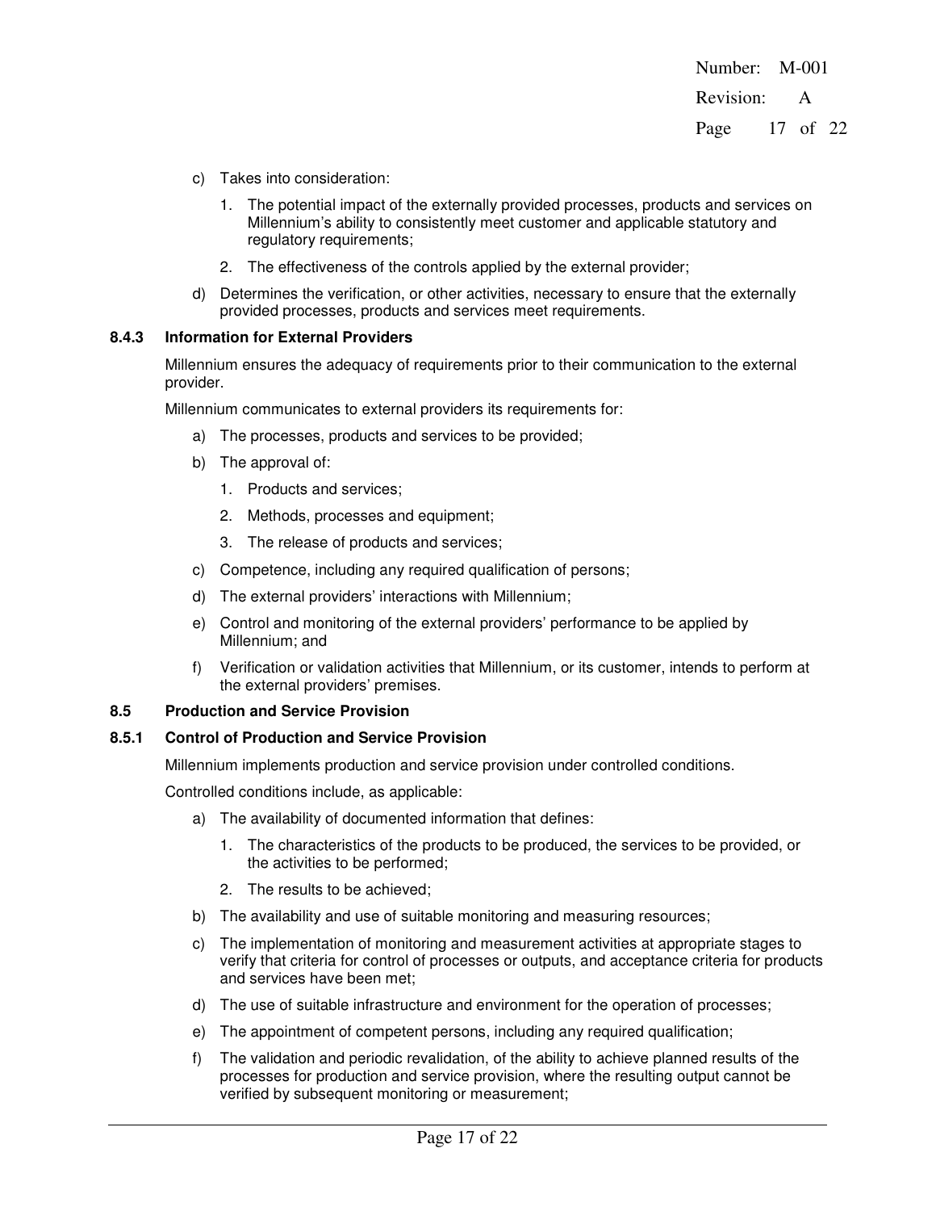c) Takes into consideration:

   1. The potential impact of the externally provided processes, products and services on Millennium's ability to consistently meet customer and applicable statutory and regulatory requirements;

   2. The effectiveness of the controls applied by the external provider;

d) Determines the verification, or other activities, necessary to ensure that the externally provided processes, products and services meet requirements.

### 8.4.3 Information for External Providers

Millennium ensures the adequacy of requirements prior to their communication to the external provider.

Millennium communicates to external providers its requirements for:

a) The processes, products and services to be provided;

b) The approval of:

   1. Products and services;

   2. Methods, processes and equipment;

   3. The release of products and services;

c) Competence, including any required qualification of persons;

d) The external providers' interactions with Millennium;

e) Control and monitoring of the external providers' performance to be applied by Millennium; and

f) Verification or validation activities that Millennium, or its customer, intends to perform at the external providers' premises.

## 8.5 Production and Service Provision

### 8.5.1 Control of Production and Service Provision

Millennium implements production and service provision under controlled conditions.

Controlled conditions include, as applicable:

a) The availability of documented information that defines:

   1. The characteristics of the products to be produced, the services to be provided, or the activities to be performed;

   2. The results to be achieved;

b) The availability and use of suitable monitoring and measuring resources;

c) The implementation of monitoring and measurement activities at appropriate stages to verify that criteria for control of processes or outputs, and acceptance criteria for products and services have been met;

d) The use of suitable infrastructure and environment for the operation of processes;

e) The appointment of competent persons, including any required qualification;

f) The validation and periodic revalidation, of the ability to achieve planned results of the processes for production and service provision, where the resulting output cannot be verified by subsequent monitoring or measurement;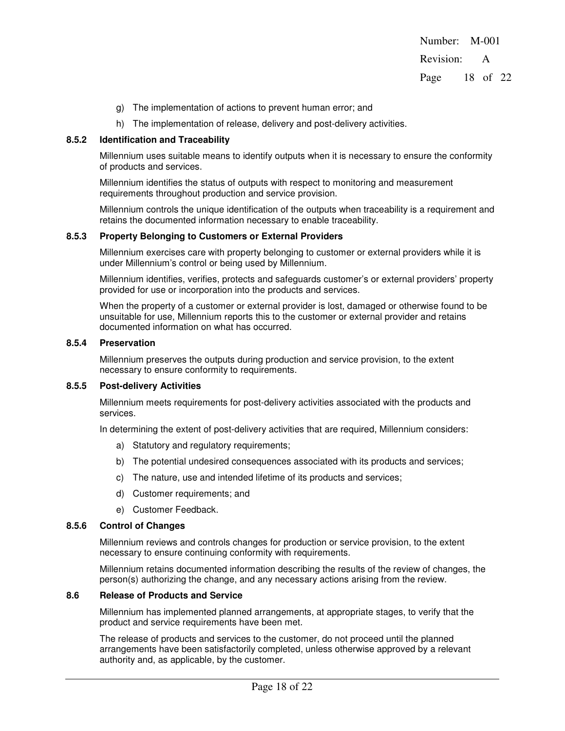g) The implementation of actions to prevent human error; and

h) The implementation of release, delivery and post-delivery activities.

### 8.5.2 Identification and Traceability

Millennium uses suitable means to identify outputs when it is necessary to ensure the conformity of products and services.

Millennium identifies the status of outputs with respect to monitoring and measurement requirements throughout production and service provision.

Millennium controls the unique identification of the outputs when traceability is a requirement and retains the documented information necessary to enable traceability.

### 8.5.3 Property Belonging to Customers or External Providers

Millennium exercises care with property belonging to customer or external providers while it is under Millennium's control or being used by Millennium.

Millennium identifies, verifies, protects and safeguards customer's or external providers' property provided for use or incorporation into the products and services.

When the property of a customer or external provider is lost, damaged or otherwise found to be unsuitable for use, Millennium reports this to the customer or external provider and retains documented information on what has occurred.

### 8.5.4 Preservation

Millennium preserves the outputs during production and service provision, to the extent necessary to ensure conformity to requirements.

### 8.5.5 Post-delivery Activities

Millennium meets requirements for post-delivery activities associated with the products and services.

In determining the extent of post-delivery activities that are required, Millennium considers:

a) Statutory and regulatory requirements;

b) The potential undesired consequences associated with its products and services;

c) The nature, use and intended lifetime of its products and services;

d) Customer requirements; and

e) Customer Feedback.

### 8.5.6 Control of Changes

Millennium reviews and controls changes for production or service provision, to the extent necessary to ensure continuing conformity with requirements.

Millennium retains documented information describing the results of the review of changes, the person(s) authorizing the change, and any necessary actions arising from the review.

## 8.6 Release of Products and Service

Millennium has implemented planned arrangements, at appropriate stages, to verify that the product and service requirements have been met.

The release of products and services to the customer, do not proceed until the planned arrangements have been satisfactorily completed, unless otherwise approved by a relevant authority and, as applicable, by the customer.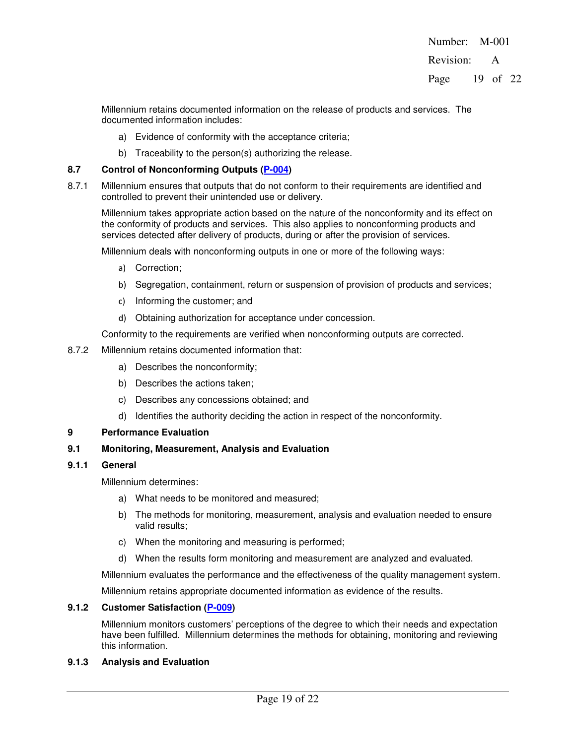Millennium retains documented information on the release of products and services. The documented information includes:

a) Evidence of conformity with the acceptance criteria;

b) Traceability to the person(s) authorizing the release.

### 8.7 Control of Nonconforming Outputs (P-004)

8.7.1 Millennium ensures that outputs that do not conform to their requirements are identified and controlled to prevent their unintended use or delivery.

Millennium takes appropriate action based on the nature of the nonconformity and its effect on the conformity of products and services. This also applies to nonconforming products and services detected after delivery of products, during or after the provision of services.

Millennium deals with nonconforming outputs in one or more of the following ways:

a) Correction;

b) Segregation, containment, return or suspension of provision of products and services;

c) Informing the customer; and

d) Obtaining authorization for acceptance under concession.

Conformity to the requirements are verified when nonconforming outputs are corrected.

8.7.2 Millennium retains documented information that:

a) Describes the nonconformity;

b) Describes the actions taken;

c) Describes any concessions obtained; and

d) Identifies the authority deciding the action in respect of the nonconformity.

## 9 Performance Evaluation

### 9.1 Monitoring, Measurement, Analysis and Evaluation

#### 9.1.1 General

Millennium determines:

a) What needs to be monitored and measured;

b) The methods for monitoring, measurement, analysis and evaluation needed to ensure valid results;

c) When the monitoring and measuring is performed;

d) When the results form monitoring and measurement are analyzed and evaluated.

Millennium evaluates the performance and the effectiveness of the quality management system.

Millennium retains appropriate documented information as evidence of the results.

#### 9.1.2 Customer Satisfaction (P-009)

Millennium monitors customers' perceptions of the degree to which their needs and expectation have been fulfilled. Millennium determines the methods for obtaining, monitoring and reviewing this information.

#### 9.1.3 Analysis and Evaluation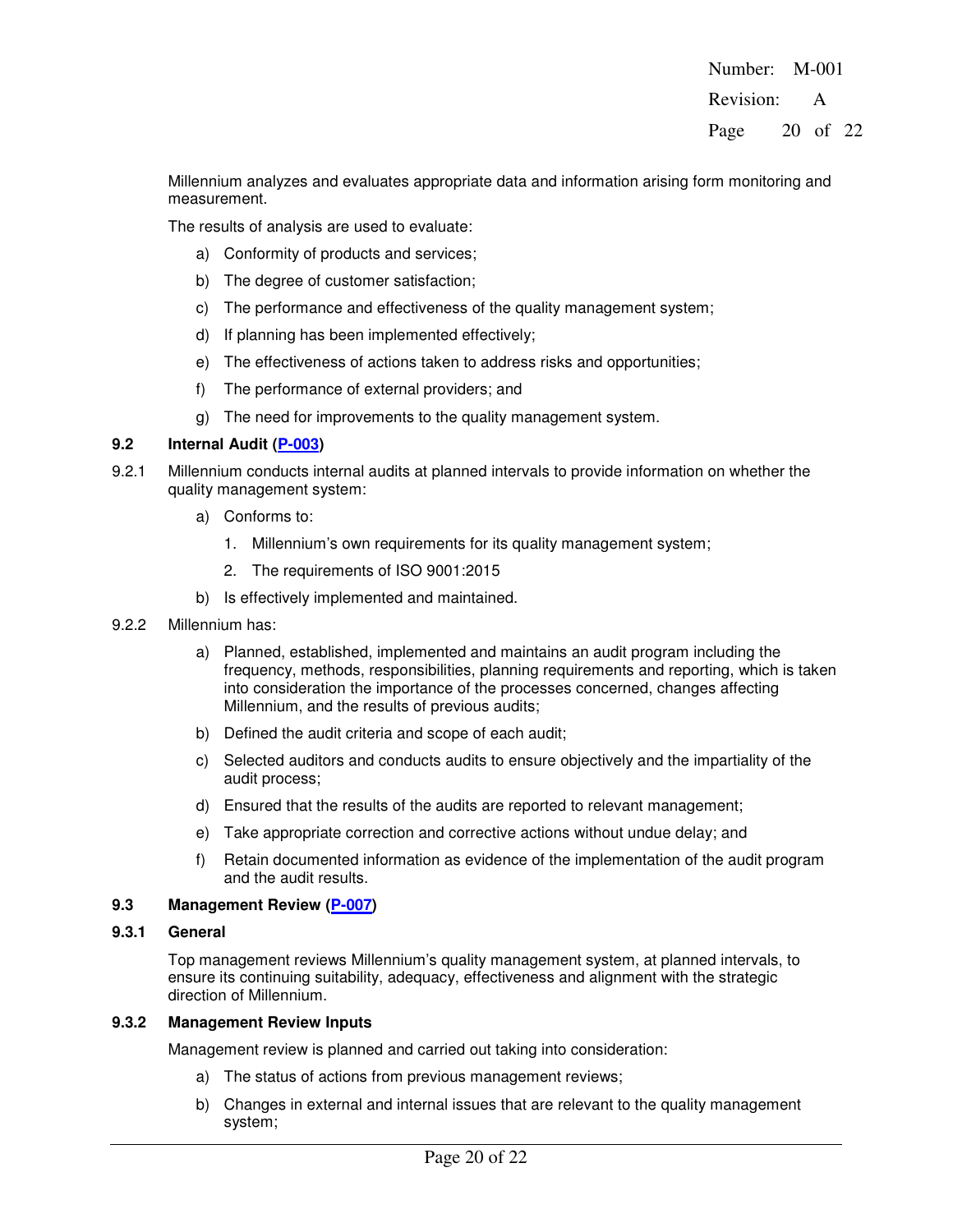Millennium analyzes and evaluates appropriate data and information arising form monitoring and measurement.

The results of analysis are used to evaluate:

a) Conformity of products and services;

b) The degree of customer satisfaction;

c) The performance and effectiveness of the quality management system;

d) If planning has been implemented effectively;

e) The effectiveness of actions taken to address risks and opportunities;

f) The performance of external providers; and

g) The need for improvements to the quality management system.

### 9.2 Internal Audit (P-003)

9.2.1 Millennium conducts internal audits at planned intervals to provide information on whether the quality management system:

a) Conforms to:

1. Millennium's own requirements for its quality management system;
2. The requirements of ISO 9001:2015

b) Is effectively implemented and maintained.

9.2.2 Millennium has:

a) Planned, established, implemented and maintains an audit program including the frequency, methods, responsibilities, planning requirements and reporting, which is taken into consideration the importance of the processes concerned, changes affecting Millennium, and the results of previous audits;

b) Defined the audit criteria and scope of each audit;

c) Selected auditors and conducts audits to ensure objectively and the impartiality of the audit process;

d) Ensured that the results of the audits are reported to relevant management;

e) Take appropriate correction and corrective actions without undue delay; and

f) Retain documented information as evidence of the implementation of the audit program and the audit results.

### 9.3 Management Review (P-007)

#### 9.3.1 General

Top management reviews Millennium's quality management system, at planned intervals, to ensure its continuing suitability, adequacy, effectiveness and alignment with the strategic direction of Millennium.

#### 9.3.2 Management Review Inputs

Management review is planned and carried out taking into consideration:

a) The status of actions from previous management reviews;

b) Changes in external and internal issues that are relevant to the quality management system;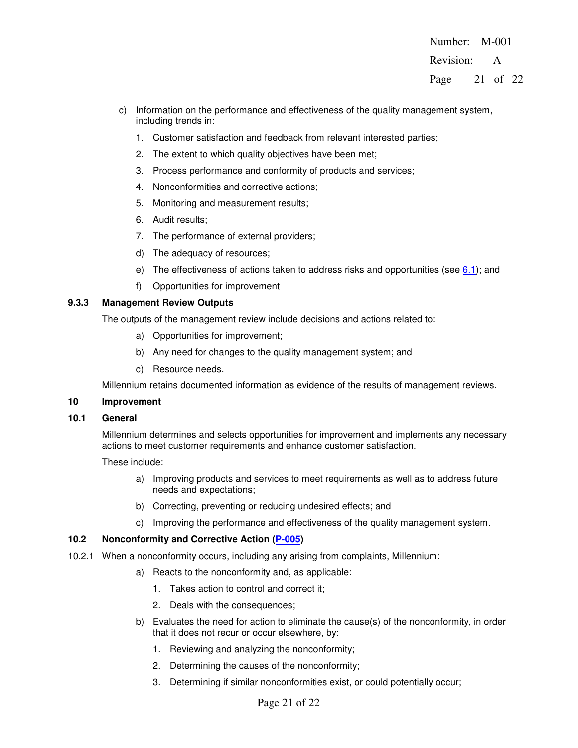c) Information on the performance and effectiveness of the quality management system, including trends in:
    1. Customer satisfaction and feedback from relevant interested parties;
    2. The extent to which quality objectives have been met;
    3. Process performance and conformity of products and services;
    4. Nonconformities and corrective actions;
    5. Monitoring and measurement results;
    6. Audit results;
    7. The performance of external providers;

d) The adequacy of resources;

e) The effectiveness of actions taken to address risks and opportunities (see 6.1); and

f) Opportunities for improvement

### 9.3.3 Management Review Outputs

The outputs of the management review include decisions and actions related to:

a) Opportunities for improvement;

b) Any need for changes to the quality management system; and

c) Resource needs.

Millennium retains documented information as evidence of the results of management reviews.

## 10 Improvement

### 10.1 General

Millennium determines and selects opportunities for improvement and implements any necessary actions to meet customer requirements and enhance customer satisfaction.

These include:

a) Improving products and services to meet requirements as well as to address future needs and expectations;

b) Correcting, preventing or reducing undesired effects; and

c) Improving the performance and effectiveness of the quality management system.

### 10.2 Nonconformity and Corrective Action (P-005)

10.2.1 When a nonconformity occurs, including any arising from complaints, Millennium:

a) Reacts to the nonconformity and, as applicable:
    1. Takes action to control and correct it;
    2. Deals with the consequences;

b) Evaluates the need for action to eliminate the cause(s) of the nonconformity, in order that it does not recur or occur elsewhere, by:
    1. Reviewing and analyzing the nonconformity;
    2. Determining the causes of the nonconformity;
    3. Determining if similar nonconformities exist, or could potentially occur;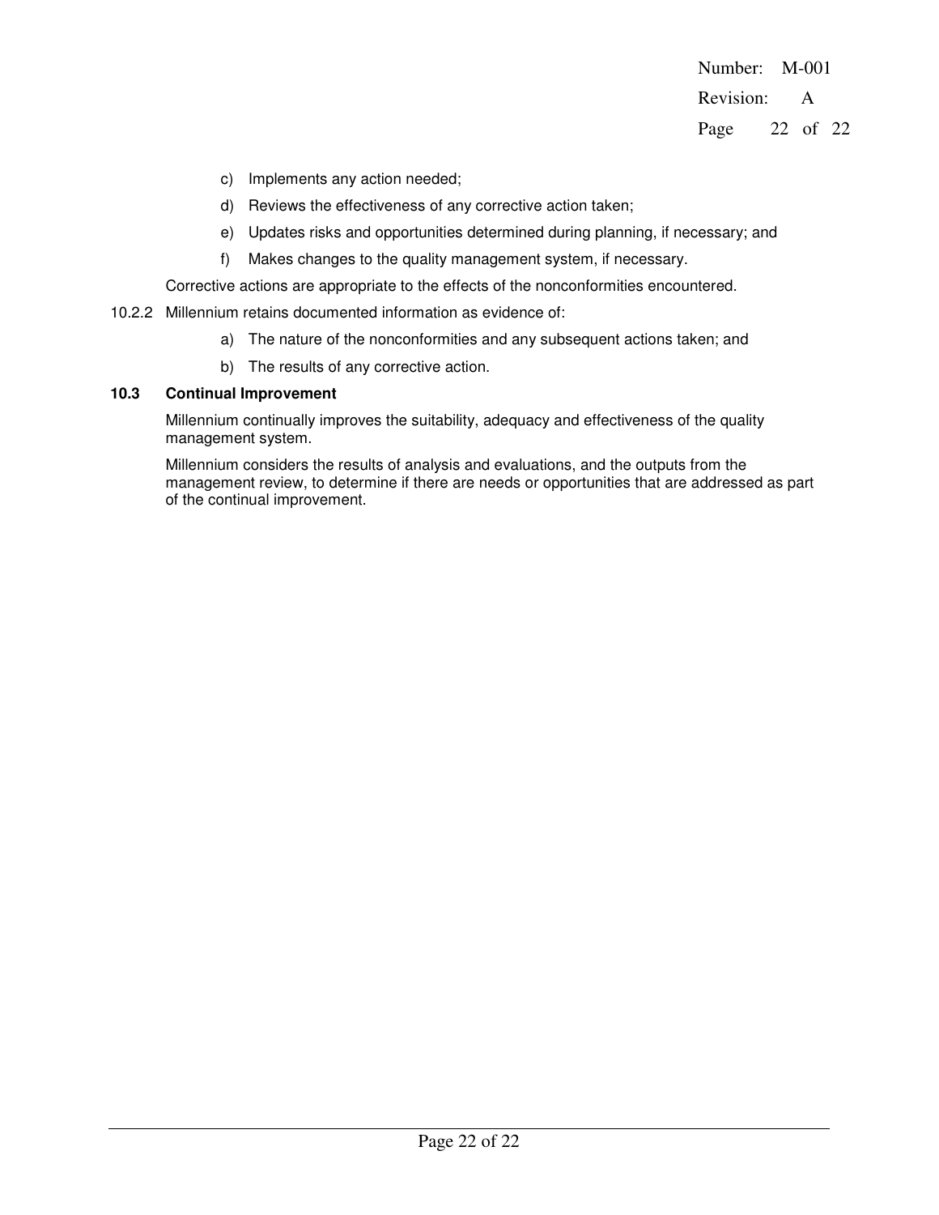c) Implements any action needed;

d) Reviews the effectiveness of any corrective action taken;

e) Updates risks and opportunities determined during planning, if necessary; and

f) Makes changes to the quality management system, if necessary.

Corrective actions are appropriate to the effects of the nonconformities encountered.

10.2.2 Millennium retains documented information as evidence of:

a) The nature of the nonconformities and any subsequent actions taken; and

b) The results of any corrective action.

### 10.3 Continual Improvement

Millennium continually improves the suitability, adequacy and effectiveness of the quality management system.

Millennium considers the results of analysis and evaluations, and the outputs from the management review, to determine if there are needs or opportunities that are addressed as part of the continual improvement.